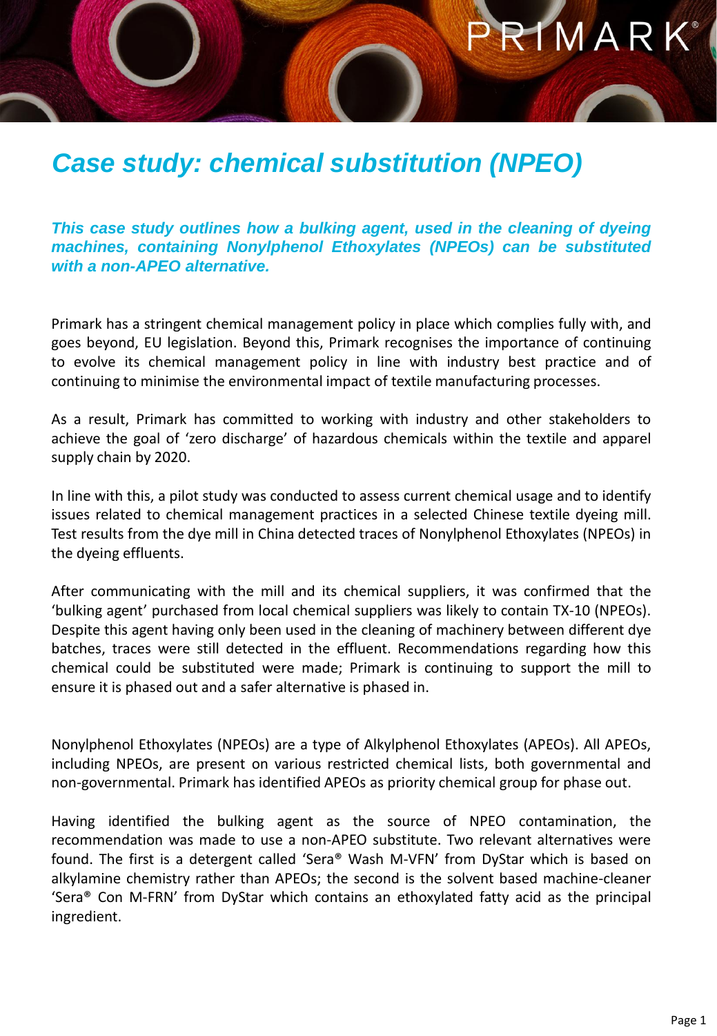# Case study: chemical substitution (NPEO)

***This case study outlines how a bulking agent, used in the cleaning of dyeing machines, containing Nonylphenol Ethoxylates (NPEOs) can be substituted with a non-APEO alternative.***

Primark has a stringent chemical management policy in place which complies fully with, and goes beyond, EU legislation. Beyond this, Primark recognises the importance of continuing to evolve its chemical management policy in line with industry best practice and of continuing to minimise the environmental impact of textile manufacturing processes.

As a result, Primark has committed to working with industry and other stakeholders to achieve the goal of 'zero discharge' of hazardous chemicals within the textile and apparel supply chain by 2020.

In line with this, a pilot study was conducted to assess current chemical usage and to identify issues related to chemical management practices in a selected Chinese textile dyeing mill. Test results from the dye mill in China detected traces of Nonylphenol Ethoxylates (NPEOs) in the dyeing effluents.

After communicating with the mill and its chemical suppliers, it was confirmed that the 'bulking agent' purchased from local chemical suppliers was likely to contain TX-10 (NPEOs). Despite this agent having only been used in the cleaning of machinery between different dye batches, traces were still detected in the effluent. Recommendations regarding how this chemical could be substituted were made; Primark is continuing to support the mill to ensure it is phased out and a safer alternative is phased in.

Nonylphenol Ethoxylates (NPEOs) are a type of Alkylphenol Ethoxylates (APEOs). All APEOs, including NPEOs, are present on various restricted chemical lists, both governmental and non-governmental. Primark has identified APEOs as priority chemical group for phase out.

Having identified the bulking agent as the source of NPEO contamination, the recommendation was made to use a non-APEO substitute. Two relevant alternatives were found. The first is a detergent called 'Sera® Wash M-VFN' from DyStar which is based on alkylamine chemistry rather than APEOs; the second is the solvent based machine-cleaner 'Sera® Con M-FRN' from DyStar which contains an ethoxylated fatty acid as the principal ingredient.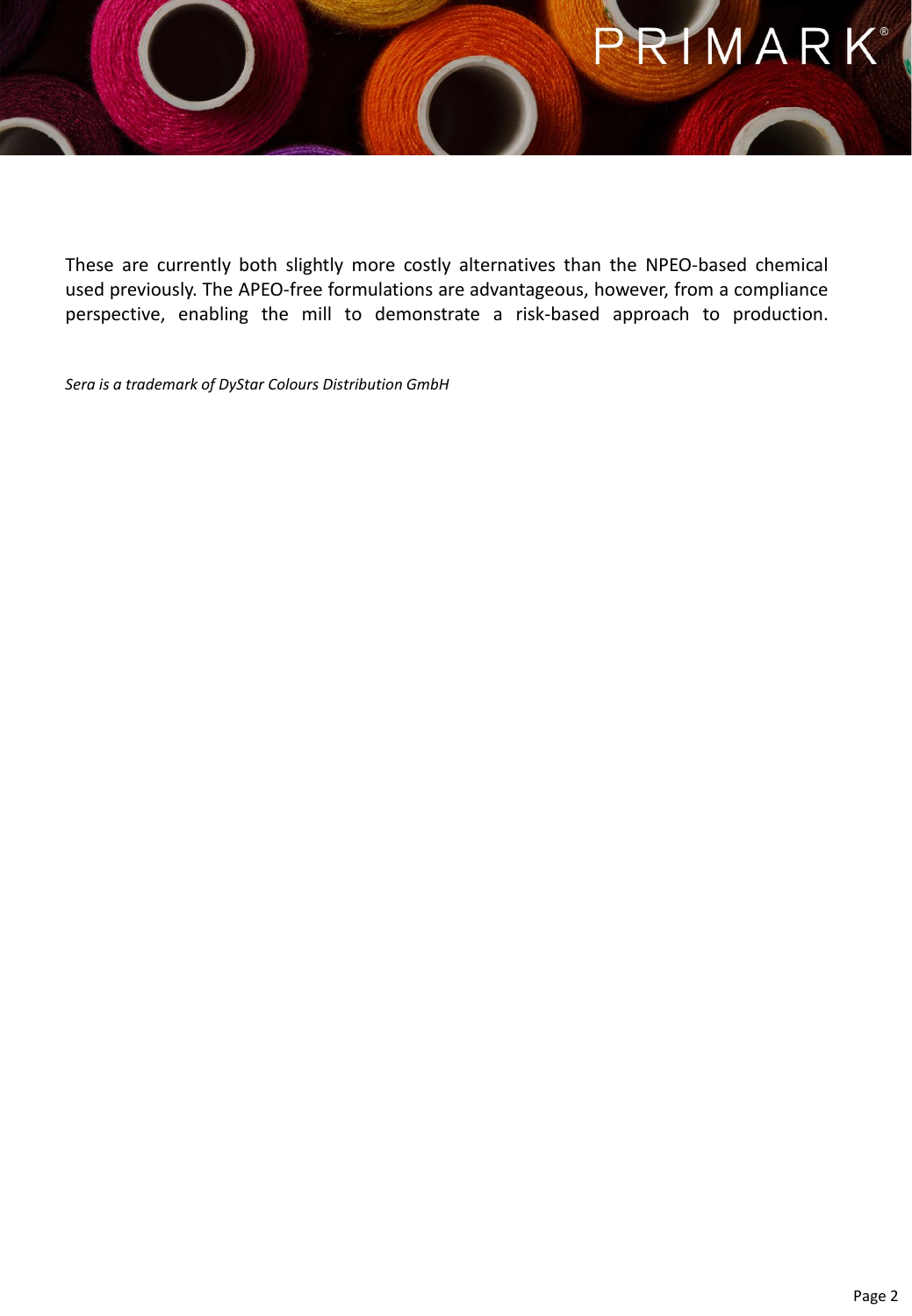These are currently both slightly more costly alternatives than the NPEO-based chemical used previously. The APEO-free formulations are advantageous, however, from a compliance perspective, enabling the mill to demonstrate a risk-based approach to production.

*Sera is a trademark of DyStar Colours Distribution GmbH*